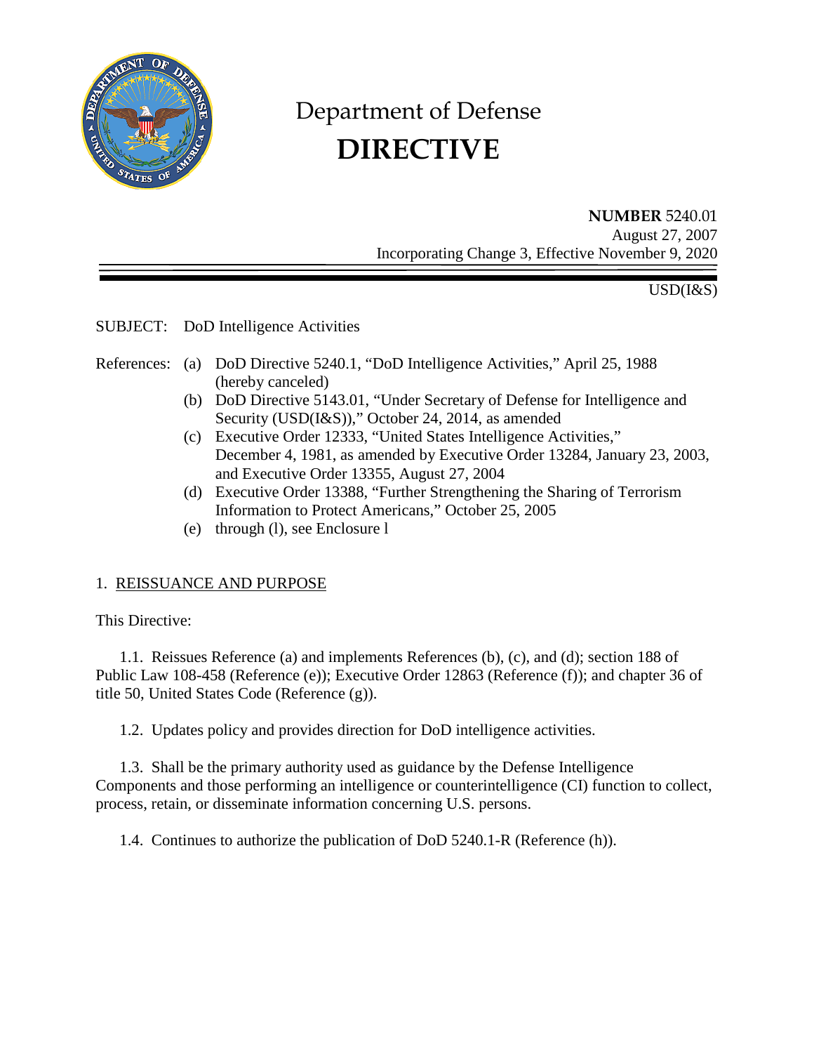# Department of Defense

# DIRECTIVE

**NUMBER** 5240.01
August 27, 2007
Incorporating Change 3, Effective November 9, 2020

USD(I&S)

SUBJECT: DoD Intelligence Activities

References: (a) DoD Directive 5240.1, "DoD Intelligence Activities," April 25, 1988 (hereby canceled)
(b) DoD Directive 5143.01, "Under Secretary of Defense for Intelligence and Security (USD(I&S))," October 24, 2014, as amended
(c) Executive Order 12333, "United States Intelligence Activities," December 4, 1981, as amended by Executive Order 13284, January 23, 2003, and Executive Order 13355, August 27, 2004
(d) Executive Order 13388, "Further Strengthening the Sharing of Terrorism Information to Protect Americans," October 25, 2005
(e) through (l), see Enclosure l

## 1. REISSUANCE AND PURPOSE

This Directive:

1.1. Reissues Reference (a) and implements References (b), (c), and (d); section 188 of Public Law 108-458 (Reference (e)); Executive Order 12863 (Reference (f)); and chapter 36 of title 50, United States Code (Reference (g)).

1.2. Updates policy and provides direction for DoD intelligence activities.

1.3. Shall be the primary authority used as guidance by the Defense Intelligence Components and those performing an intelligence or counterintelligence (CI) function to collect, process, retain, or disseminate information concerning U.S. persons.

1.4. Continues to authorize the publication of DoD 5240.1-R (Reference (h)).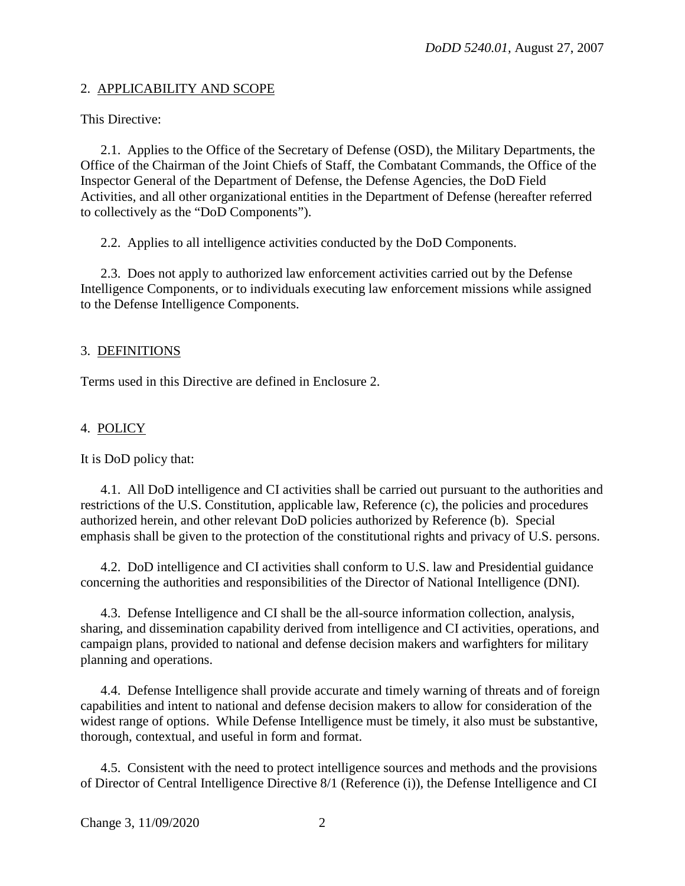## 2. APPLICABILITY AND SCOPE

This Directive:

2.1. Applies to the Office of the Secretary of Defense (OSD), the Military Departments, the Office of the Chairman of the Joint Chiefs of Staff, the Combatant Commands, the Office of the Inspector General of the Department of Defense, the Defense Agencies, the DoD Field Activities, and all other organizational entities in the Department of Defense (hereafter referred to collectively as the "DoD Components").

2.2. Applies to all intelligence activities conducted by the DoD Components.

2.3. Does not apply to authorized law enforcement activities carried out by the Defense Intelligence Components, or to individuals executing law enforcement missions while assigned to the Defense Intelligence Components.

## 3. DEFINITIONS

Terms used in this Directive are defined in Enclosure 2.

## 4. POLICY

It is DoD policy that:

4.1. All DoD intelligence and CI activities shall be carried out pursuant to the authorities and restrictions of the U.S. Constitution, applicable law, Reference (c), the policies and procedures authorized herein, and other relevant DoD policies authorized by Reference (b). Special emphasis shall be given to the protection of the constitutional rights and privacy of U.S. persons.

4.2. DoD intelligence and CI activities shall conform to U.S. law and Presidential guidance concerning the authorities and responsibilities of the Director of National Intelligence (DNI).

4.3. Defense Intelligence and CI shall be the all-source information collection, analysis, sharing, and dissemination capability derived from intelligence and CI activities, operations, and campaign plans, provided to national and defense decision makers and warfighters for military planning and operations.

4.4. Defense Intelligence shall provide accurate and timely warning of threats and of foreign capabilities and intent to national and defense decision makers to allow for consideration of the widest range of options. While Defense Intelligence must be timely, it also must be substantive, thorough, contextual, and useful in form and format.

4.5. Consistent with the need to protect intelligence sources and methods and the provisions of Director of Central Intelligence Directive 8/1 (Reference (i)), the Defense Intelligence and CI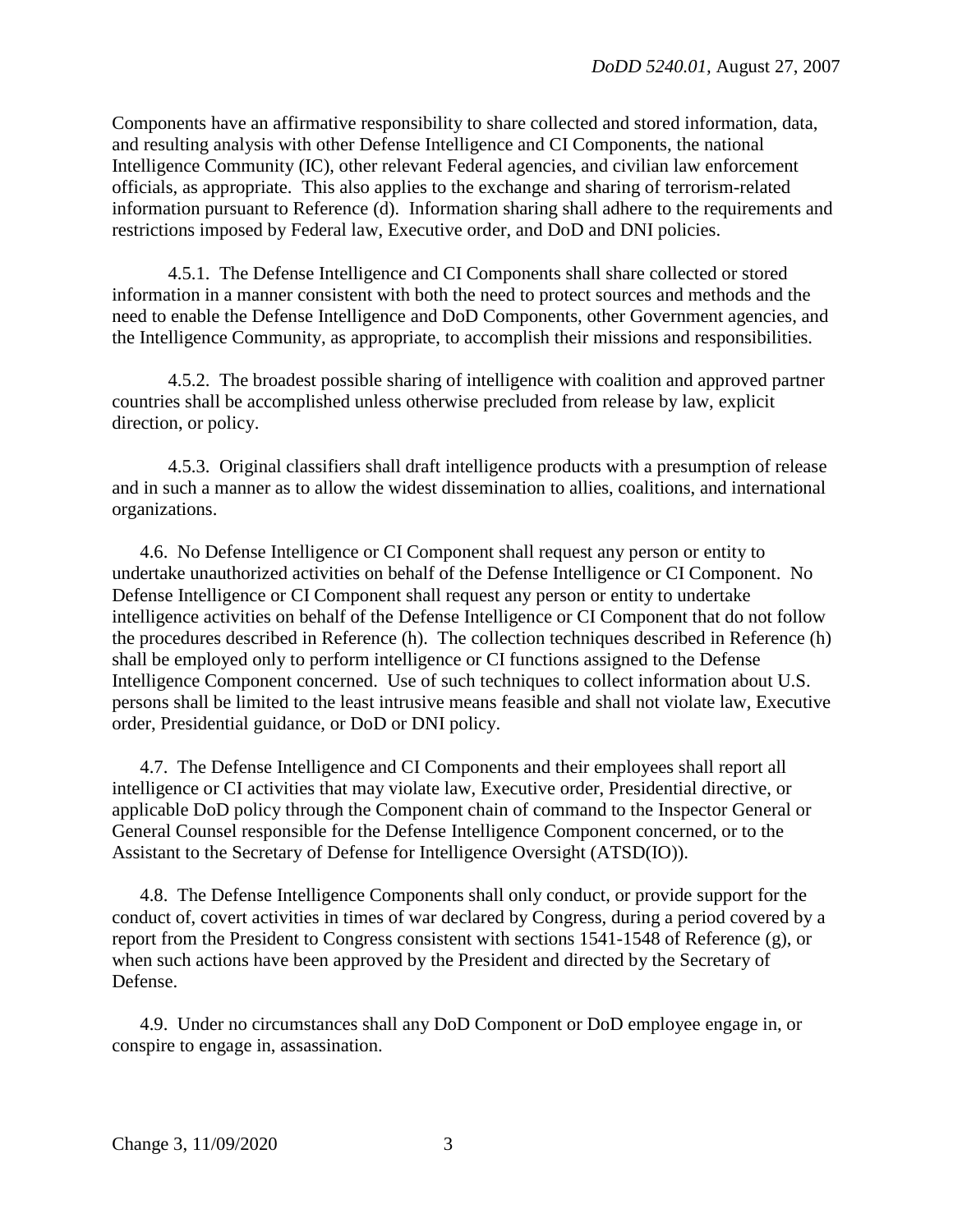Components have an affirmative responsibility to share collected and stored information, data, and resulting analysis with other Defense Intelligence and CI Components, the national Intelligence Community (IC), other relevant Federal agencies, and civilian law enforcement officials, as appropriate. This also applies to the exchange and sharing of terrorism-related information pursuant to Reference (d). Information sharing shall adhere to the requirements and restrictions imposed by Federal law, Executive order, and DoD and DNI policies.

4.5.1. The Defense Intelligence and CI Components shall share collected or stored information in a manner consistent with both the need to protect sources and methods and the need to enable the Defense Intelligence and DoD Components, other Government agencies, and the Intelligence Community, as appropriate, to accomplish their missions and responsibilities.

4.5.2. The broadest possible sharing of intelligence with coalition and approved partner countries shall be accomplished unless otherwise precluded from release by law, explicit direction, or policy.

4.5.3. Original classifiers shall draft intelligence products with a presumption of release and in such a manner as to allow the widest dissemination to allies, coalitions, and international organizations.

4.6. No Defense Intelligence or CI Component shall request any person or entity to undertake unauthorized activities on behalf of the Defense Intelligence or CI Component. No Defense Intelligence or CI Component shall request any person or entity to undertake intelligence activities on behalf of the Defense Intelligence or CI Component that do not follow the procedures described in Reference (h). The collection techniques described in Reference (h) shall be employed only to perform intelligence or CI functions assigned to the Defense Intelligence Component concerned. Use of such techniques to collect information about U.S. persons shall be limited to the least intrusive means feasible and shall not violate law, Executive order, Presidential guidance, or DoD or DNI policy.

4.7. The Defense Intelligence and CI Components and their employees shall report all intelligence or CI activities that may violate law, Executive order, Presidential directive, or applicable DoD policy through the Component chain of command to the Inspector General or General Counsel responsible for the Defense Intelligence Component concerned, or to the Assistant to the Secretary of Defense for Intelligence Oversight (ATSD(IO)).

4.8. The Defense Intelligence Components shall only conduct, or provide support for the conduct of, covert activities in times of war declared by Congress, during a period covered by a report from the President to Congress consistent with sections 1541-1548 of Reference (g), or when such actions have been approved by the President and directed by the Secretary of Defense.

4.9. Under no circumstances shall any DoD Component or DoD employee engage in, or conspire to engage in, assassination.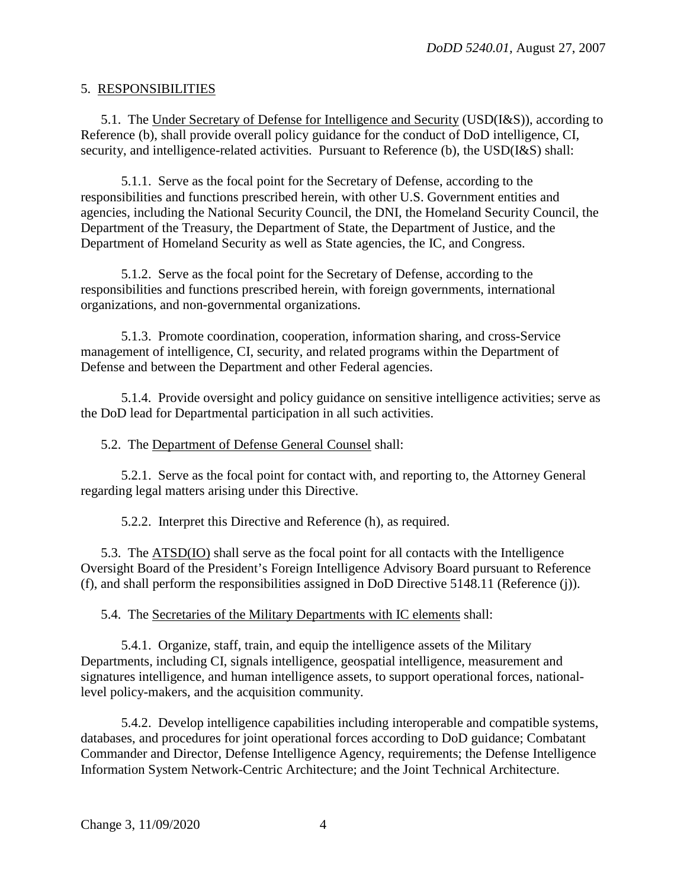5. <u>RESPONSIBILITIES</u>

5.1. The <u>Under Secretary of Defense for Intelligence and Security</u> (USD(I&S)), according to Reference (b), shall provide overall policy guidance for the conduct of DoD intelligence, CI, security, and intelligence-related activities. Pursuant to Reference (b), the USD(I&S) shall:

5.1.1. Serve as the focal point for the Secretary of Defense, according to the responsibilities and functions prescribed herein, with other U.S. Government entities and agencies, including the National Security Council, the DNI, the Homeland Security Council, the Department of the Treasury, the Department of State, the Department of Justice, and the Department of Homeland Security as well as State agencies, the IC, and Congress.

5.1.2. Serve as the focal point for the Secretary of Defense, according to the responsibilities and functions prescribed herein, with foreign governments, international organizations, and non-governmental organizations.

5.1.3. Promote coordination, cooperation, information sharing, and cross-Service management of intelligence, CI, security, and related programs within the Department of Defense and between the Department and other Federal agencies.

5.1.4. Provide oversight and policy guidance on sensitive intelligence activities; serve as the DoD lead for Departmental participation in all such activities.

5.2. The <u>Department of Defense General Counsel</u> shall:

5.2.1. Serve as the focal point for contact with, and reporting to, the Attorney General regarding legal matters arising under this Directive.

5.2.2. Interpret this Directive and Reference (h), as required.

5.3. The <u>ATSD(IO)</u> shall serve as the focal point for all contacts with the Intelligence Oversight Board of the President's Foreign Intelligence Advisory Board pursuant to Reference (f), and shall perform the responsibilities assigned in DoD Directive 5148.11 (Reference (j)).

5.4. The <u>Secretaries of the Military Departments with IC elements</u> shall:

5.4.1. Organize, staff, train, and equip the intelligence assets of the Military Departments, including CI, signals intelligence, geospatial intelligence, measurement and signatures intelligence, and human intelligence assets, to support operational forces, national-level policy-makers, and the acquisition community.

5.4.2. Develop intelligence capabilities including interoperable and compatible systems, databases, and procedures for joint operational forces according to DoD guidance; Combatant Commander and Director, Defense Intelligence Agency, requirements; the Defense Intelligence Information System Network-Centric Architecture; and the Joint Technical Architecture.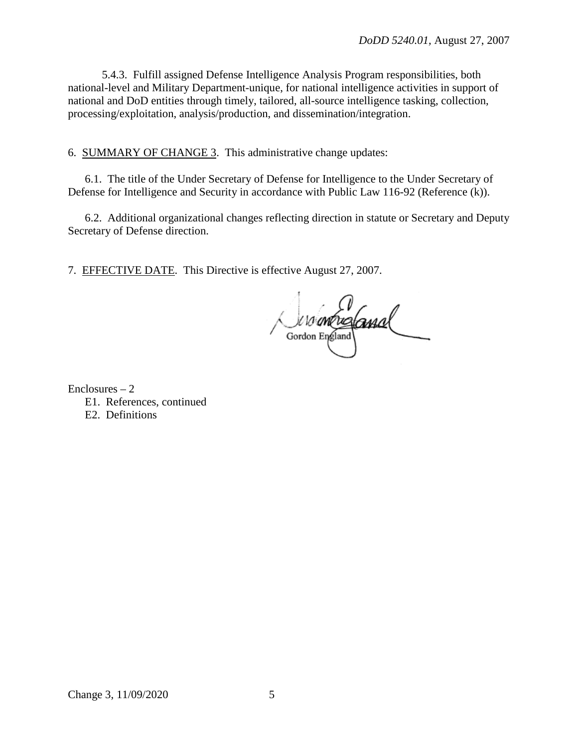5.4.3. Fulfill assigned Defense Intelligence Analysis Program responsibilities, both national-level and Military Department-unique, for national intelligence activities in support of national and DoD entities through timely, tailored, all-source intelligence tasking, collection, processing/exploitation, analysis/production, and dissemination/integration.

6. SUMMARY OF CHANGE 3. This administrative change updates:

6.1. The title of the Under Secretary of Defense for Intelligence to the Under Secretary of Defense for Intelligence and Security in accordance with Public Law 116-92 (Reference (k)).

6.2. Additional organizational changes reflecting direction in statute or Secretary and Deputy Secretary of Defense direction.

7. EFFECTIVE DATE. This Directive is effective August 27, 2007.

Gordon England

Enclosures – 2
- E1. References, continued
- E2. Definitions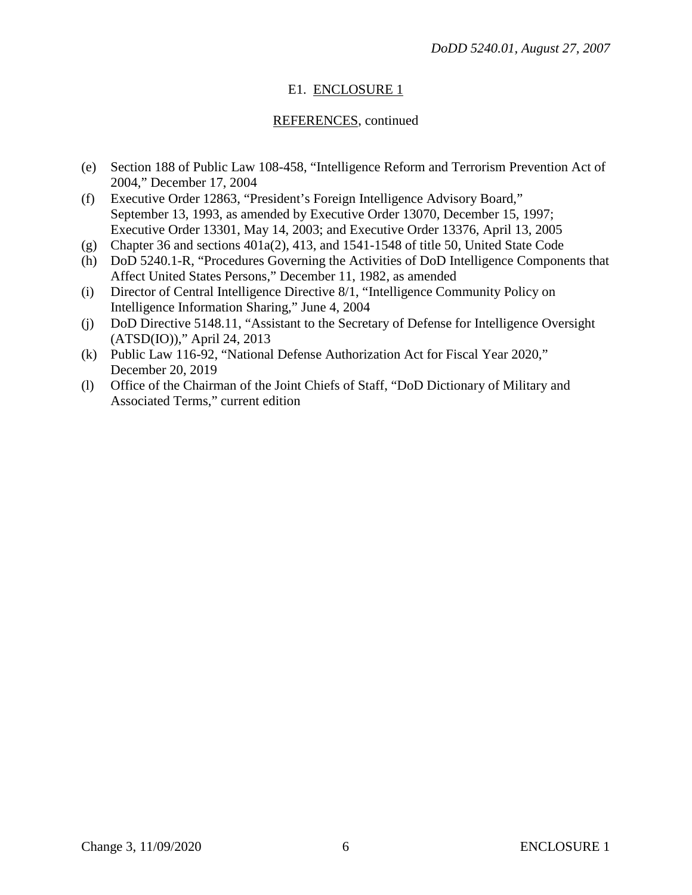E1. ENCLOSURE 1

REFERENCES, continued

(e) Section 188 of Public Law 108-458, "Intelligence Reform and Terrorism Prevention Act of 2004," December 17, 2004
(f) Executive Order 12863, "President's Foreign Intelligence Advisory Board," September 13, 1993, as amended by Executive Order 13070, December 15, 1997; Executive Order 13301, May 14, 2003; and Executive Order 13376, April 13, 2005
(g) Chapter 36 and sections 401a(2), 413, and 1541-1548 of title 50, United State Code
(h) DoD 5240.1-R, "Procedures Governing the Activities of DoD Intelligence Components that Affect United States Persons," December 11, 1982, as amended
(i) Director of Central Intelligence Directive 8/1, "Intelligence Community Policy on Intelligence Information Sharing," June 4, 2004
(j) DoD Directive 5148.11, "Assistant to the Secretary of Defense for Intelligence Oversight (ATSD(IO))," April 24, 2013
(k) Public Law 116-92, "National Defense Authorization Act for Fiscal Year 2020," December 20, 2019
(l) Office of the Chairman of the Joint Chiefs of Staff, "DoD Dictionary of Military and Associated Terms," current edition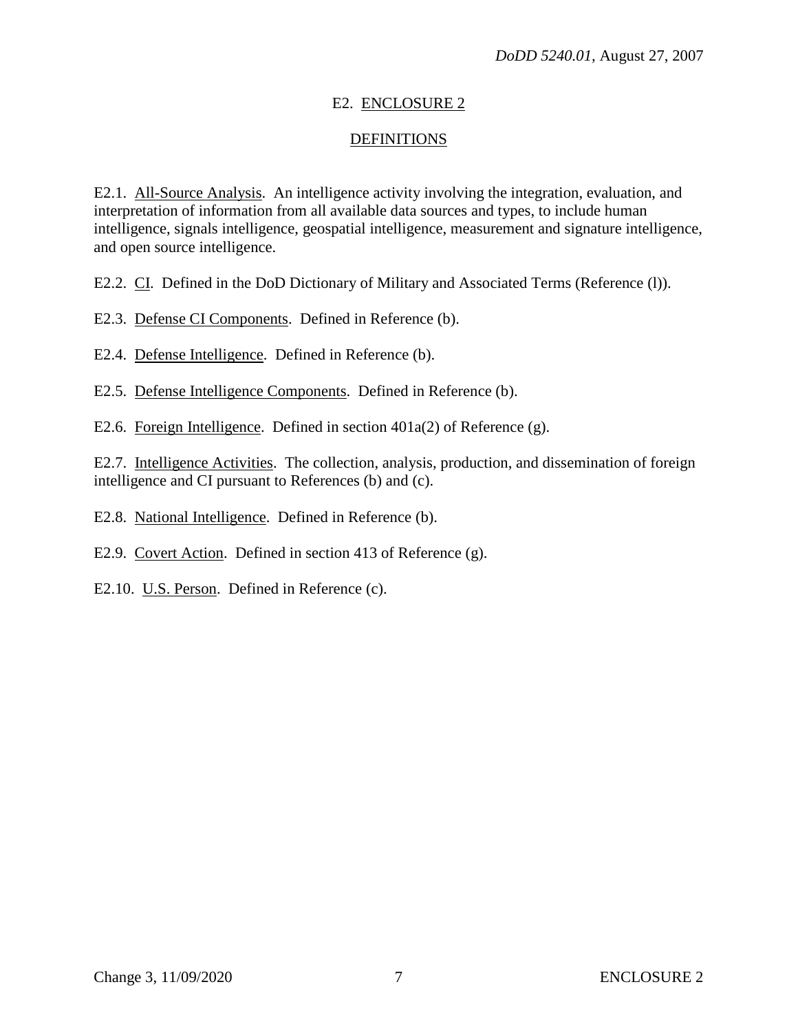## E2. ENCLOSURE 2

## DEFINITIONS

E2.1. All-Source Analysis. An intelligence activity involving the integration, evaluation, and interpretation of information from all available data sources and types, to include human intelligence, signals intelligence, geospatial intelligence, measurement and signature intelligence, and open source intelligence.

E2.2. CI. Defined in the DoD Dictionary of Military and Associated Terms (Reference (l)).

E2.3. Defense CI Components. Defined in Reference (b).

E2.4. Defense Intelligence. Defined in Reference (b).

E2.5. Defense Intelligence Components. Defined in Reference (b).

E2.6. Foreign Intelligence. Defined in section 401a(2) of Reference (g).

E2.7. Intelligence Activities. The collection, analysis, production, and dissemination of foreign intelligence and CI pursuant to References (b) and (c).

E2.8. National Intelligence. Defined in Reference (b).

E2.9. Covert Action. Defined in section 413 of Reference (g).

E2.10. U.S. Person. Defined in Reference (c).